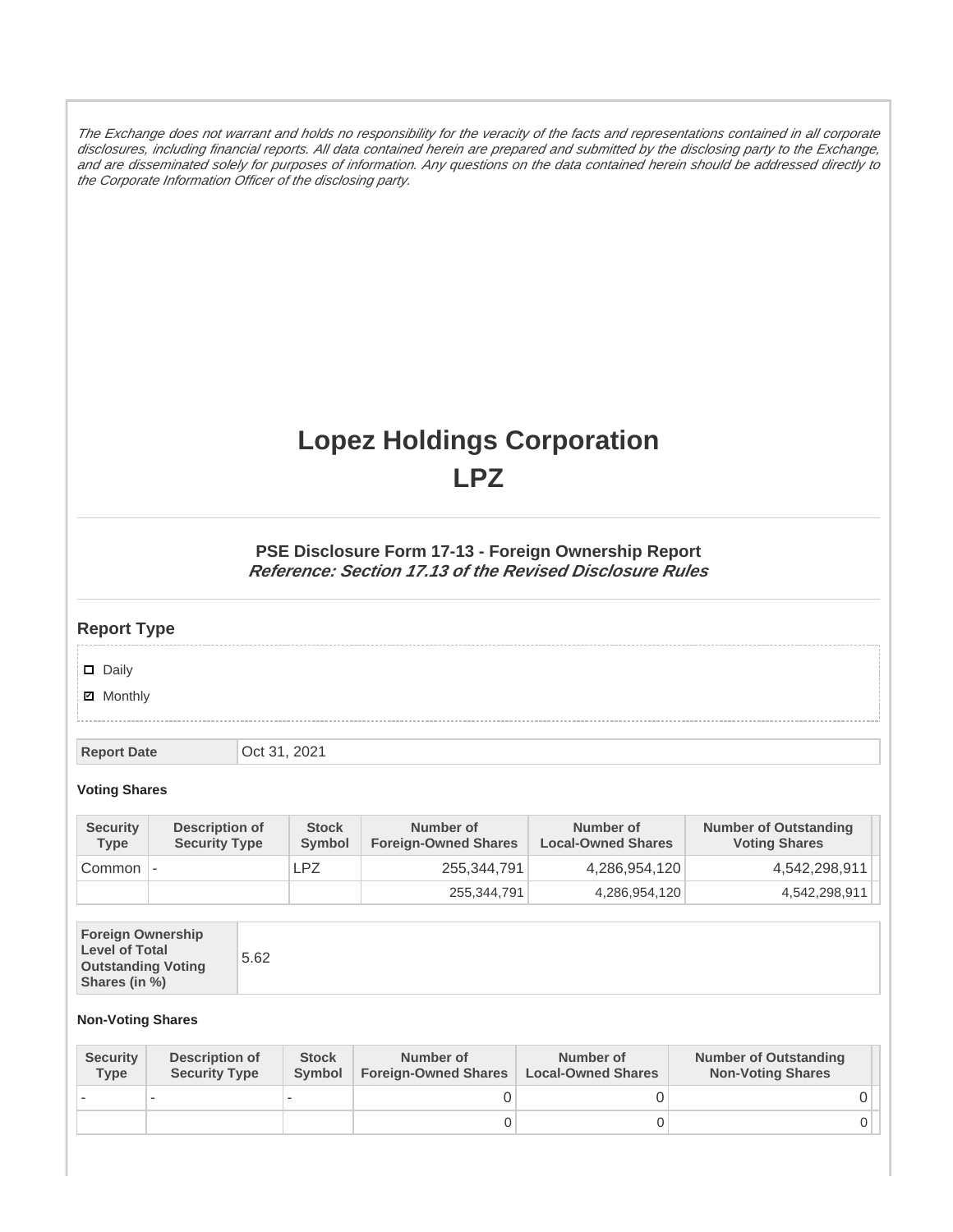*The Exchange does not warrant and holds no responsibility for the veracity of the facts and representations contained in all corporate disclosures, including financial reports. All data contained herein are prepared and submitted by the disclosing party to the Exchange, and are disseminated solely for purposes of information. Any questions on the data contained herein should be addressed directly to the Corporate Information Officer of the disclosing party.*

# Lopez Holdings Corporation
# LPZ

### PSE Disclosure Form 17-13 - Foreign Ownership Report
***Reference: Section 17.13 of the Revised Disclosure Rules***

## Report Type

- ☐ Daily
- ☑ Monthly

| Report Date | Oct 31, 2021 |
|---|---|

**Voting Shares**

| Security Type | Description of Security Type | Stock Symbol | Number of Foreign-Owned Shares | Number of Local-Owned Shares | Number of Outstanding Voting Shares |
|---|---|---|---|---|---|
| Common | - | LPZ | 255,344,791 | 4,286,954,120 | 4,542,298,911 |
| | | | 255,344,791 | 4,286,954,120 | 4,542,298,911 |

| Foreign Ownership Level of Total Outstanding Voting Shares (in %) | 5.62 |
|---|---|

**Non-Voting Shares**

| Security Type | Description of Security Type | Stock Symbol | Number of Foreign-Owned Shares | Number of Local-Owned Shares | Number of Outstanding Non-Voting Shares |
|---|---|---|---|---|---|
| - | - | - | 0 | 0 | 0 |
| | | | 0 | 0 | 0 |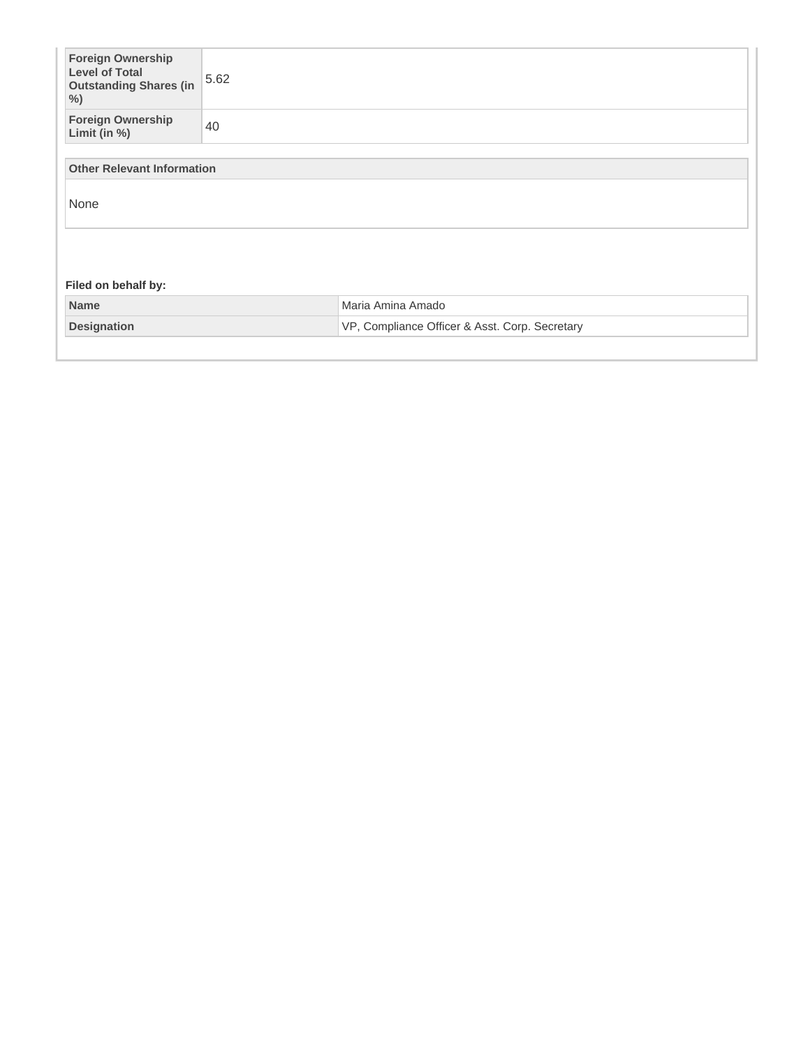| | |
|---|---|
| **Foreign Ownership Level of Total Outstanding Shares (in %)** | 5.62 |
| **Foreign Ownership Limit (in %)** | 40 |

| **Other Relevant Information** |
|---|
| None |

**Filed on behalf by:**

| | |
|---|---|
| **Name** | Maria Amina Amado |
| **Designation** | VP, Compliance Officer & Asst. Corp. Secretary |